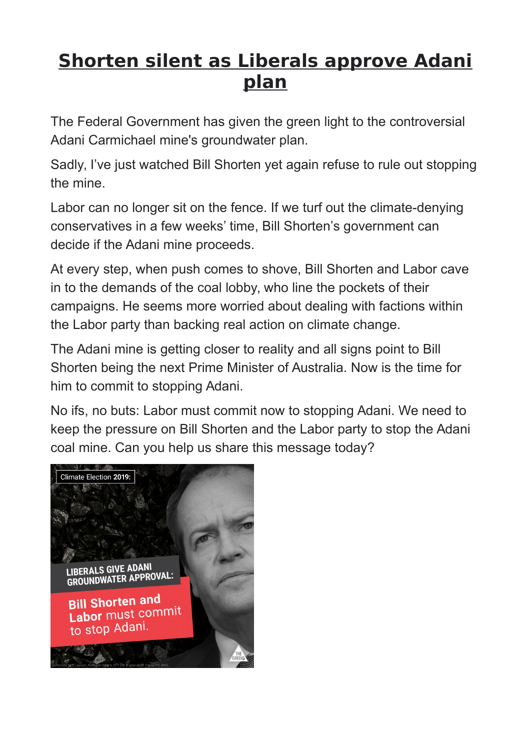# Shorten silent as Liberals approve Adani plan

The Federal Government has given the green light to the controversial Adani Carmichael mine's groundwater plan.

Sadly, I've just watched Bill Shorten yet again refuse to rule out stopping the mine.

Labor can no longer sit on the fence. If we turf out the climate-denying conservatives in a few weeks' time, Bill Shorten's government can decide if the Adani mine proceeds.

At every step, when push comes to shove, Bill Shorten and Labor cave in to the demands of the coal lobby, who line the pockets of their campaigns. He seems more worried about dealing with factions within the Labor party than backing real action on climate change.

The Adani mine is getting closer to reality and all signs point to Bill Shorten being the next Prime Minister of Australia. Now is the time for him to commit to stopping Adani.

No ifs, no buts: Labor must commit now to stopping Adani. We need to keep the pressure on Bill Shorten and the Labor party to stop the Adani coal mine. Can you help us share this message today?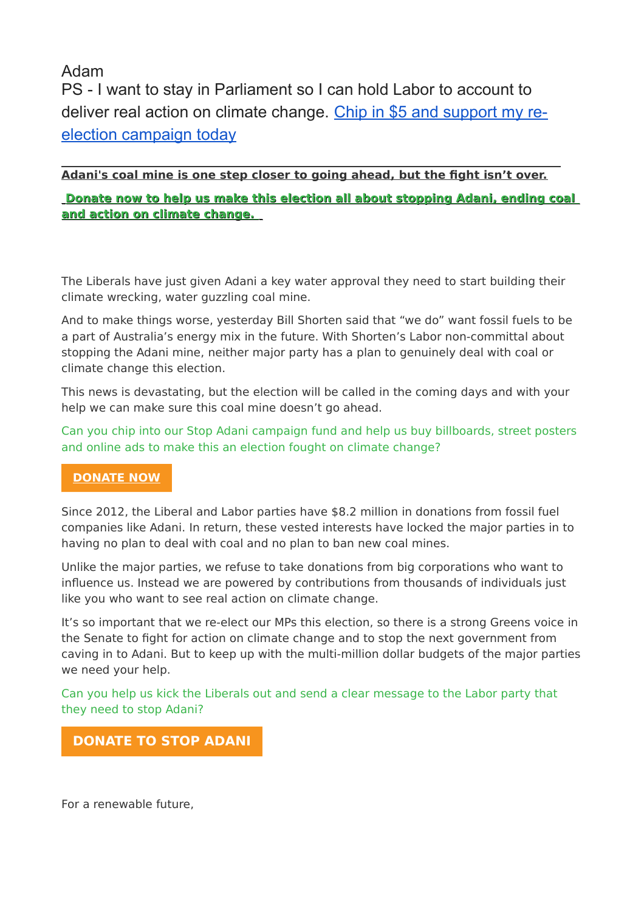Adam

PS - I want to stay in Parliament so I can hold Labor to account to deliver real action on climate change. Chip in $5 and support my re-election campaign today

---

**Adani's coal mine is one step closer to going ahead, but the fight isn't over.**

**Donate now to help us make this election all about stopping Adani, ending coal and action on climate change.**

The Liberals have just given Adani a key water approval they need to start building their climate wrecking, water guzzling coal mine.

And to make things worse, yesterday Bill Shorten said that "we do" want fossil fuels to be a part of Australia's energy mix in the future. With Shorten's Labor non-committal about stopping the Adani mine, neither major party has a plan to genuinely deal with coal or climate change this election.

This news is devastating, but the election will be called in the coming days and with your help we can make sure this coal mine doesn't go ahead.

Can you chip into our Stop Adani campaign fund and help us buy billboards, street posters and online ads to make this an election fought on climate change?

**DONATE NOW**

Since 2012, the Liberal and Labor parties have $8.2 million in donations from fossil fuel companies like Adani. In return, these vested interests have locked the major parties in to having no plan to deal with coal and no plan to ban new coal mines.

Unlike the major parties, we refuse to take donations from big corporations who want to influence us. Instead we are powered by contributions from thousands of individuals just like you who want to see real action on climate change.

It's so important that we re-elect our MPs this election, so there is a strong Greens voice in the Senate to fight for action on climate change and to stop the next government from caving in to Adani. But to keep up with the multi-million dollar budgets of the major parties we need your help.

Can you help us kick the Liberals out and send a clear message to the Labor party that they need to stop Adani?

**DONATE TO STOP ADANI**

For a renewable future,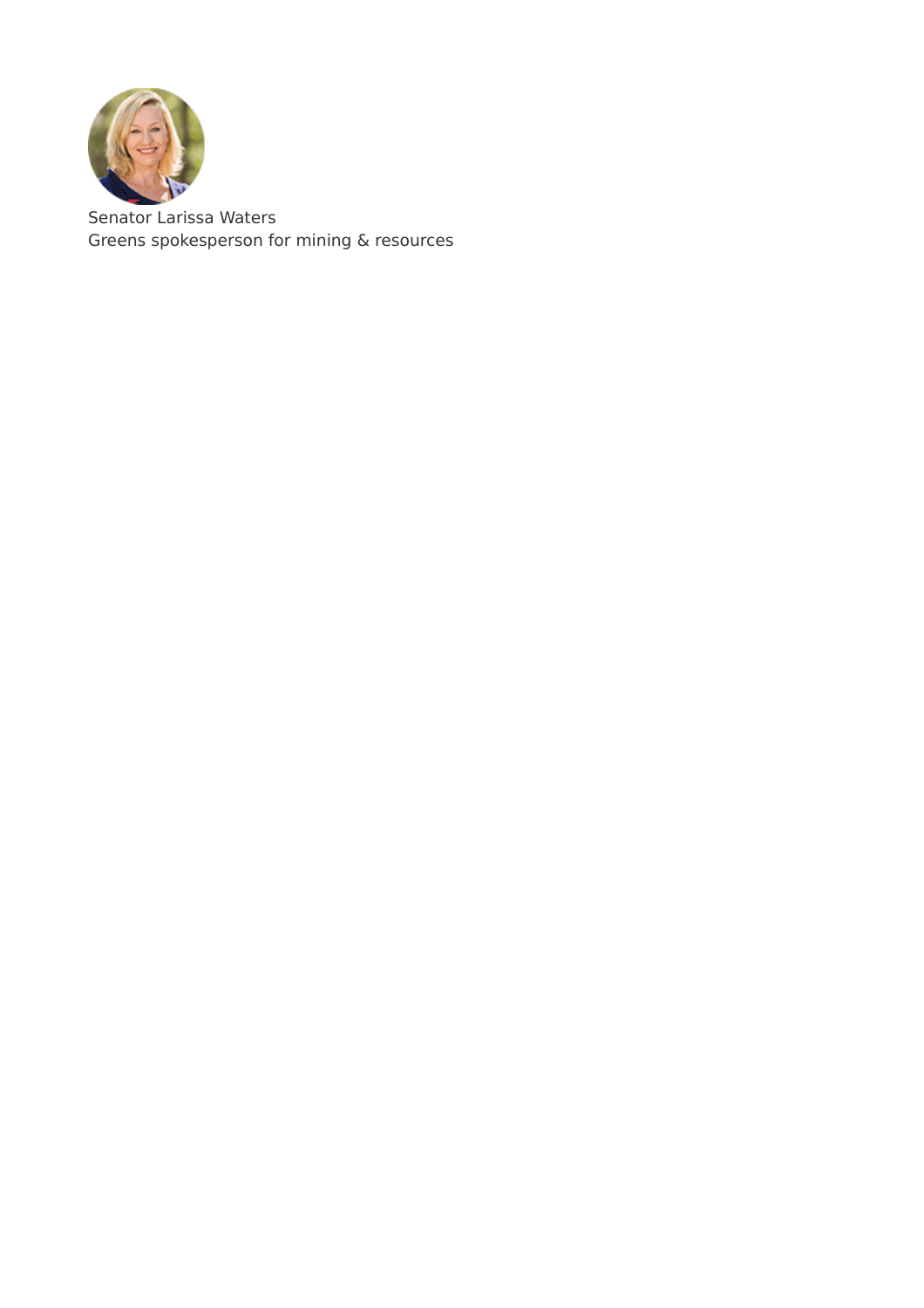Senator Larissa Waters
Greens spokesperson for mining & resources